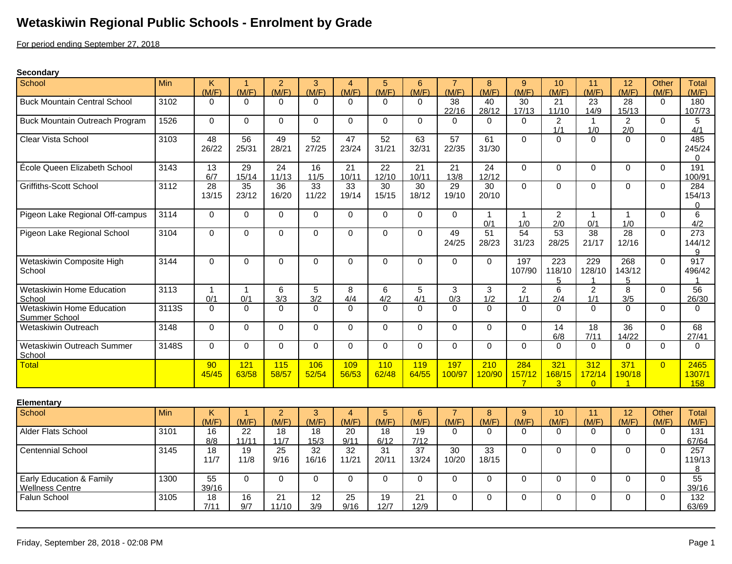# Wetaskiwin Regional Public Schools - Enrolment by Grade

For period ending September 27, 2018

**Secondary**

| School | Min | K (M/F) | 1 (M/F) | 2 (M/F) | 3 (M/F) | 4 (M/F) | 5 (M/F) | 6 (M/F) | 7 (M/F) | 8 (M/F) | 9 (M/F) | 10 (M/F) | 11 (M/F) | 12 (M/F) | Other (M/F) | Total (M/F) |
|---|---|---|---|---|---|---|---|---|---|---|---|---|---|---|---|---|
| Buck Mountain Central School | 3102 | 0 | 0 | 0 | 0 | 0 | 0 | 0 | 38 22/16 | 40 28/12 | 30 17/13 | 21 11/10 | 23 14/9 | 28 15/13 | 0 | 180 107/73 |
| Buck Mountain Outreach Program | 1526 | 0 | 0 | 0 | 0 | 0 | 0 | 0 | 0 | 0 | 0 | 2 1/1 | 1 1/0 | 2 2/0 | 0 | 5 4/1 |
| Clear Vista School | 3103 | 48 26/22 | 56 25/31 | 49 28/21 | 52 27/25 | 47 23/24 | 52 31/21 | 63 32/31 | 57 22/35 | 61 31/30 | 0 | 0 | 0 | 0 | 0 | 485 245/240 |
| École Queen Elizabeth School | 3143 | 13 6/7 | 29 15/14 | 24 11/13 | 16 11/5 | 21 10/11 | 22 12/10 | 21 10/11 | 21 13/8 | 24 12/12 | 0 | 0 | 0 | 0 | 0 | 191 100/91 |
| Griffiths-Scott School | 3112 | 28 13/15 | 35 23/12 | 36 16/20 | 33 11/22 | 33 19/14 | 30 15/15 | 30 18/12 | 29 19/10 | 30 20/10 | 0 | 0 | 0 | 0 | 0 | 284 154/130 |
| Pigeon Lake Regional Off-campus | 3114 | 0 | 0 | 0 | 0 | 0 | 0 | 0 | 0 | 1 0/1 | 1 1/0 | 2 2/0 | 1 0/1 | 1 1/0 | 0 | 6 4/2 |
| Pigeon Lake Regional School | 3104 | 0 | 0 | 0 | 0 | 0 | 0 | 0 | 49 24/25 | 51 28/23 | 54 31/23 | 53 28/25 | 38 21/17 | 28 12/16 | 0 | 273 144/129 |
| Wetaskiwin Composite High School | 3144 | 0 | 0 | 0 | 0 | 0 | 0 | 0 | 0 | 0 | 197 107/90 | 223 118/105 | 229 128/101 | 268 143/125 | 0 | 917 496/421 |
| Wetaskiwin Home Education School | 3113 | 1 0/1 | 1 0/1 | 6 3/3 | 5 3/2 | 8 4/4 | 6 4/2 | 5 4/1 | 3 0/3 | 3 1/2 | 2 1/1 | 6 2/4 | 2 1/1 | 8 3/5 | 0 | 56 26/30 |
| Wetaskiwin Home Education Summer School | 3113S | 0 | 0 | 0 | 0 | 0 | 0 | 0 | 0 | 0 | 0 | 0 | 0 | 0 | 0 | 0 |
| Wetaskiwin Outreach | 3148 | 0 | 0 | 0 | 0 | 0 | 0 | 0 | 0 | 0 | 0 | 14 6/8 | 18 7/11 | 36 14/22 | 0 | 68 27/41 |
| Wetaskiwin Outreach Summer School | 3148S | 0 | 0 | 0 | 0 | 0 | 0 | 0 | 0 | 0 | 0 | 0 | 0 | 0 | 0 | 0 |
| Total | | 90 45/45 | 121 63/58 | 115 58/57 | 106 52/54 | 109 56/53 | 110 62/48 | 119 64/55 | 197 100/97 | 210 120/90 | 284 157/127 | 321 168/153 | 312 172/140 | 371 190/181 | 0 | 2465 1307/1158 |

**Elementary**

| School | Min | K (M/F) | 1 (M/F) | 2 (M/F) | 3 (M/F) | 4 (M/F) | 5 (M/F) | 6 (M/F) | 7 (M/F) | 8 (M/F) | 9 (M/F) | 10 (M/F) | 11 (M/F) | 12 (M/F) | Other (M/F) | Total (M/F) |
|---|---|---|---|---|---|---|---|---|---|---|---|---|---|---|---|---|
| Alder Flats School | 3101 | 16 8/8 | 22 11/11 | 18 11/7 | 18 15/3 | 20 9/11 | 18 6/12 | 19 7/12 | 0 | 0 | 0 | 0 | 0 | 0 | 0 | 131 67/64 |
| Centennial School | 3145 | 18 11/7 | 19 11/8 | 25 9/16 | 32 16/16 | 32 11/21 | 31 20/11 | 37 13/24 | 30 10/20 | 33 18/15 | 0 | 0 | 0 | 0 | 0 | 257 119/138 |
| Early Education & Family Wellness Centre | 1300 | 55 39/16 | 0 | 0 | 0 | 0 | 0 | 0 | 0 | 0 | 0 | 0 | 0 | 0 | 0 | 55 39/16 |
| Falun School | 3105 | 18 7/11 | 16 9/7 | 21 11/10 | 12 3/9 | 25 9/16 | 19 12/7 | 21 12/9 | 0 | 0 | 0 | 0 | 0 | 0 | 0 | 132 63/69 |

Friday, September 28, 2018 - 02:08 PM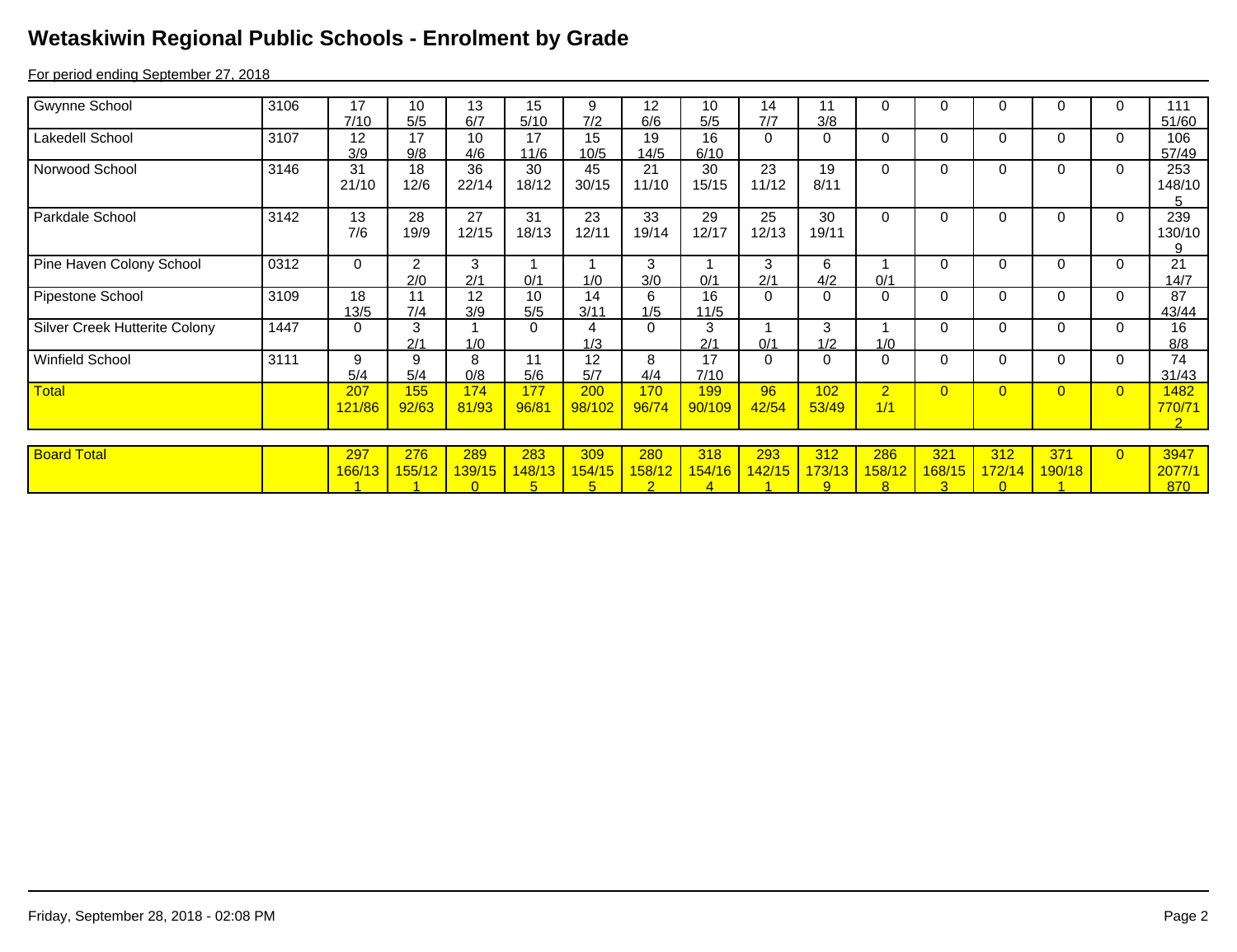# Wetaskiwin Regional Public Schools - Enrolment by Grade

For period ending September 27, 2018

| | | | | | | | | | | | | | | | | |
|---|---|---|---|---|---|---|---|---|---|---|---|---|---|---|---|---|
| Gwynne School | 3106 | 17 7/10 | 10 5/5 | 13 6/7 | 15 5/10 | 9 7/2 | 12 6/6 | 10 5/5 | 14 7/7 | 11 3/8 | 0 | 0 | 0 | 0 | 0 | 111 51/60 |
| Lakedell School | 3107 | 12 3/9 | 17 9/8 | 10 4/6 | 17 11/6 | 15 10/5 | 19 14/5 | 16 6/10 | 0 | 0 | 0 | 0 | 0 | 0 | 0 | 106 57/49 |
| Norwood School | 3146 | 31 21/10 | 18 12/6 | 36 22/14 | 30 18/12 | 45 30/15 | 21 11/10 | 30 15/15 | 23 11/12 | 19 8/11 | 0 | 0 | 0 | 0 | 0 | 253 148/105 |
| Parkdale School | 3142 | 13 7/6 | 28 19/9 | 27 12/15 | 31 18/13 | 23 12/11 | 33 19/14 | 29 12/17 | 25 12/13 | 30 19/11 | 0 | 0 | 0 | 0 | 0 | 239 130/109 |
| Pine Haven Colony School | 0312 | 0 | 2 2/0 | 3 2/1 | 1 0/1 | 1 1/0 | 3 3/0 | 1 0/1 | 3 2/1 | 6 4/2 | 1 0/1 | 0 | 0 | 0 | 0 | 21 14/7 |
| Pipestone School | 3109 | 18 13/5 | 11 7/4 | 12 3/9 | 10 5/5 | 14 3/11 | 6 1/5 | 16 11/5 | 0 | 0 | 0 | 0 | 0 | 0 | 0 | 87 43/44 |
| Silver Creek Hutterite Colony | 1447 | 0 | 3 2/1 | 1 1/0 | 0 | 4 1/3 | 0 | 3 2/1 | 1 0/1 | 3 1/2 | 1 1/0 | 0 | 0 | 0 | 0 | 16 8/8 |
| Winfield School | 3111 | 9 5/4 | 9 5/4 | 8 0/8 | 11 5/6 | 12 5/7 | 8 4/4 | 17 7/10 | 0 | 0 | 0 | 0 | 0 | 0 | 0 | 74 31/43 |
| Total | | 207 121/86 | 155 92/63 | 174 81/93 | 177 96/81 | 200 98/102 | 170 96/74 | 199 90/109 | 96 42/54 | 102 53/49 | 2 1/1 | 0 | 0 | 0 | 0 | 1482 770/712 |
| Board Total | | 297 166/131 | 276 155/121 | 289 139/150 | 283 148/135 | 309 154/155 | 280 158/122 | 318 154/164 | 293 142/151 | 312 173/139 | 286 158/128 | 321 168/153 | 312 172/140 | 371 190/181 | 0 | 3947 2077/1870 |